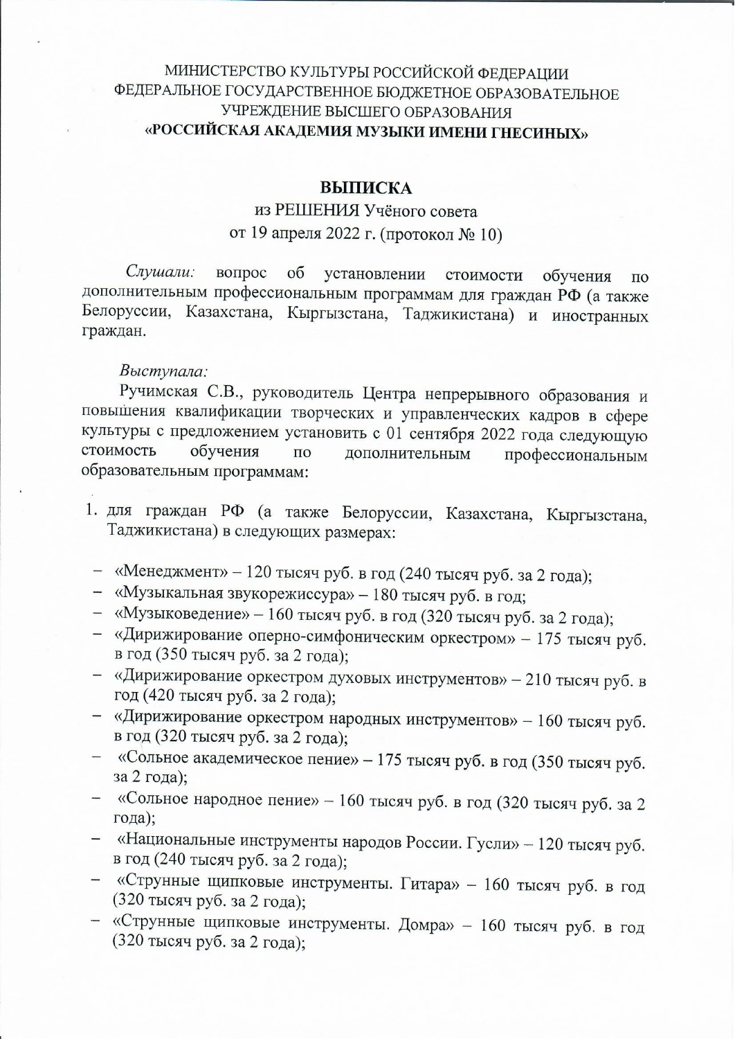МИНИСТЕРСТВО КУЛЬТУРЫ РОССИЙСКОЙ ФЕДЕРАЦИИ
ФЕДЕРАЛЬНОЕ ГОСУДАРСТВЕННОЕ БЮДЖЕТНОЕ ОБРАЗОВАТЕЛЬНОЕ УЧРЕЖДЕНИЕ ВЫСШЕГО ОБРАЗОВАНИЯ
**«РОССИЙСКАЯ АКАДЕМИЯ МУЗЫКИ ИМЕНИ ГНЕСИНЫХ»**

# ВЫПИСКА

из РЕШЕНИЯ Учёного совета
от 19 апреля 2022 г. (протокол № 10)

*Слушали:* вопрос об установлении стоимости обучения по дополнительным профессиональным программам для граждан РФ (а также Белоруссии, Казахстана, Кыргызстана, Таджикистана) и иностранных граждан.

*Выступала:*
Ручимская С.В., руководитель Центра непрерывного образования и повышения квалификации творческих и управленческих кадров в сфере культуры с предложением установить с 01 сентября 2022 года следующую стоимость обучения по дополнительным профессиональным образовательным программам:

1. для граждан РФ (а также Белоруссии, Казахстана, Кыргызстана, Таджикистана) в следующих размерах:

- «Менеджмент» – 120 тысяч руб. в год (240 тысяч руб. за 2 года);
- «Музыкальная звукорежиссура» – 180 тысяч руб. в год;
- «Музыковедение» – 160 тысяч руб. в год (320 тысяч руб. за 2 года);
- «Дирижирование оперно-симфоническим оркестром» – 175 тысяч руб. в год (350 тысяч руб. за 2 года);
- «Дирижирование оркестром духовых инструментов» – 210 тысяч руб. в год (420 тысяч руб. за 2 года);
- «Дирижирование оркестром народных инструментов» – 160 тысяч руб. в год (320 тысяч руб. за 2 года);
- «Сольное академическое пение» – 175 тысяч руб. в год (350 тысяч руб. за 2 года);
- «Сольное народное пение» – 160 тысяч руб. в год (320 тысяч руб. за 2 года);
- «Национальные инструменты народов России. Гусли» – 120 тысяч руб. в год (240 тысяч руб. за 2 года);
- «Струнные щипковые инструменты. Гитара» – 160 тысяч руб. в год (320 тысяч руб. за 2 года);
- «Струнные щипковые инструменты. Домра» – 160 тысяч руб. в год (320 тысяч руб. за 2 года);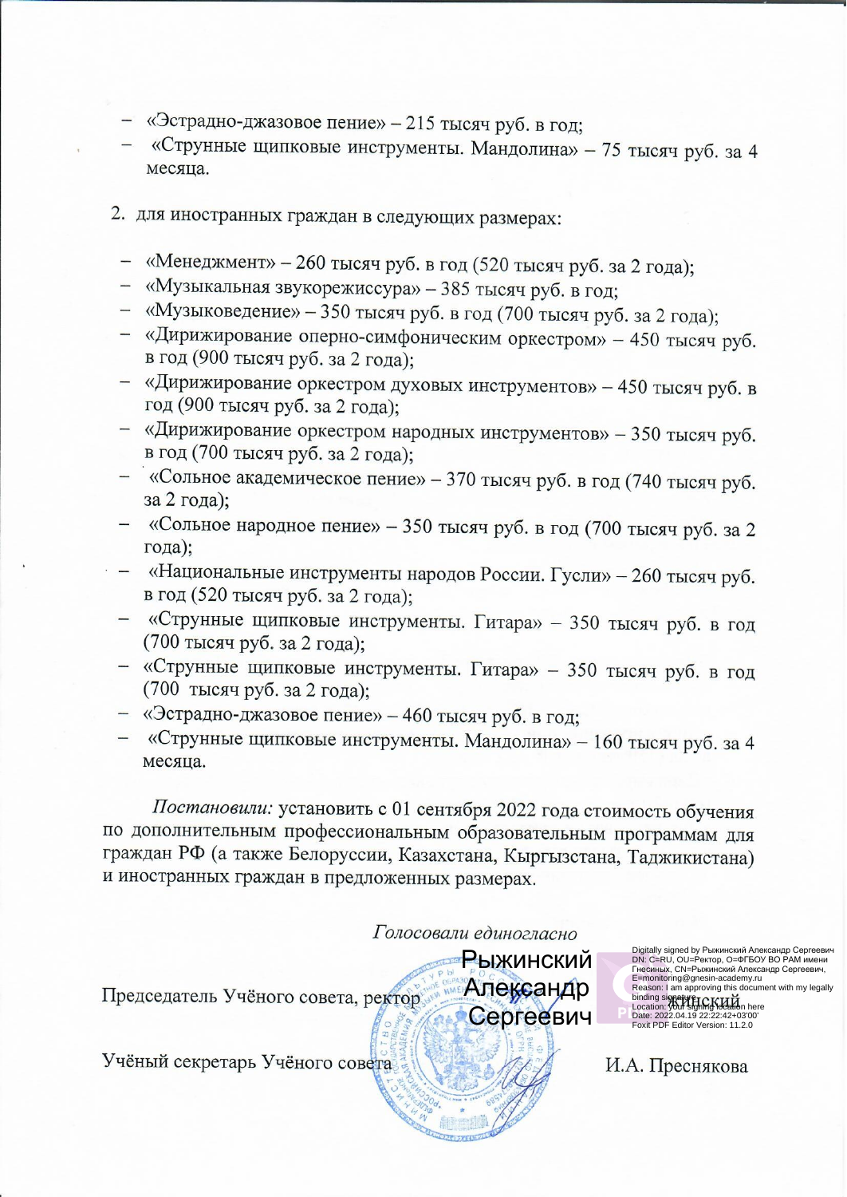- «Эстрадно-джазовое пение» – 215 тысяч руб. в год;
- «Струнные щипковые инструменты. Мандолина» – 75 тысяч руб. за 4 месяца.

2. для иностранных граждан в следующих размерах:

- «Менеджмент» – 260 тысяч руб. в год (520 тысяч руб. за 2 года);
- «Музыкальная звукорежиссура» – 385 тысяч руб. в год;
- «Музыковедение» – 350 тысяч руб. в год (700 тысяч руб. за 2 года);
- «Дирижирование оперно-симфоническим оркестром» – 450 тысяч руб. в год (900 тысяч руб. за 2 года);
- «Дирижирование оркестром духовых инструментов» – 450 тысяч руб. в год (900 тысяч руб. за 2 года);
- «Дирижирование оркестром народных инструментов» – 350 тысяч руб. в год (700 тысяч руб. за 2 года);
- «Сольное академическое пение» – 370 тысяч руб. в год (740 тысяч руб. за 2 года);
- «Сольное народное пение» – 350 тысяч руб. в год (700 тысяч руб. за 2 года);
- «Национальные инструменты народов России. Гусли» – 260 тысяч руб. в год (520 тысяч руб. за 2 года);
- «Струнные щипковые инструменты. Гитара» – 350 тысяч руб. в год (700 тысяч руб. за 2 года);
- «Струнные щипковые инструменты. Гитара» – 350 тысяч руб. в год (700 тысяч руб. за 2 года);
- «Эстрадно-джазовое пение» – 460 тысяч руб. в год;
- «Струнные щипковые инструменты. Мандолина» – 160 тысяч руб. за 4 месяца.

*Постановили:* установить с 01 сентября 2022 года стоимость обучения по дополнительным профессиональным образовательным программам для граждан РФ (а также Белоруссии, Казахстана, Кыргызстана, Таджикистана) и иностранных граждан в предложенных размерах.

*Голосовали единогласно*

Председатель Учёного совета, ректор — Рыжинский Александр Сергеевич

Digitally signed by Рыжинский Александр Сергеевич
DN: C=RU, OU=Ректор, O=ФГБОУ ВО РАМ имени Гнесиных, CN=Рыжинский Александр Сергеевич, E=monitoring@gnesin-academy.ru
Reason: I am approving this document with my legally binding signature
Location: your signing location here
Date: 2022.04.19 22:22:42+03'00'
Foxit PDF Editor Version: 11.2.0

Учёный секретарь Учёного совета — И.А. Преснякова